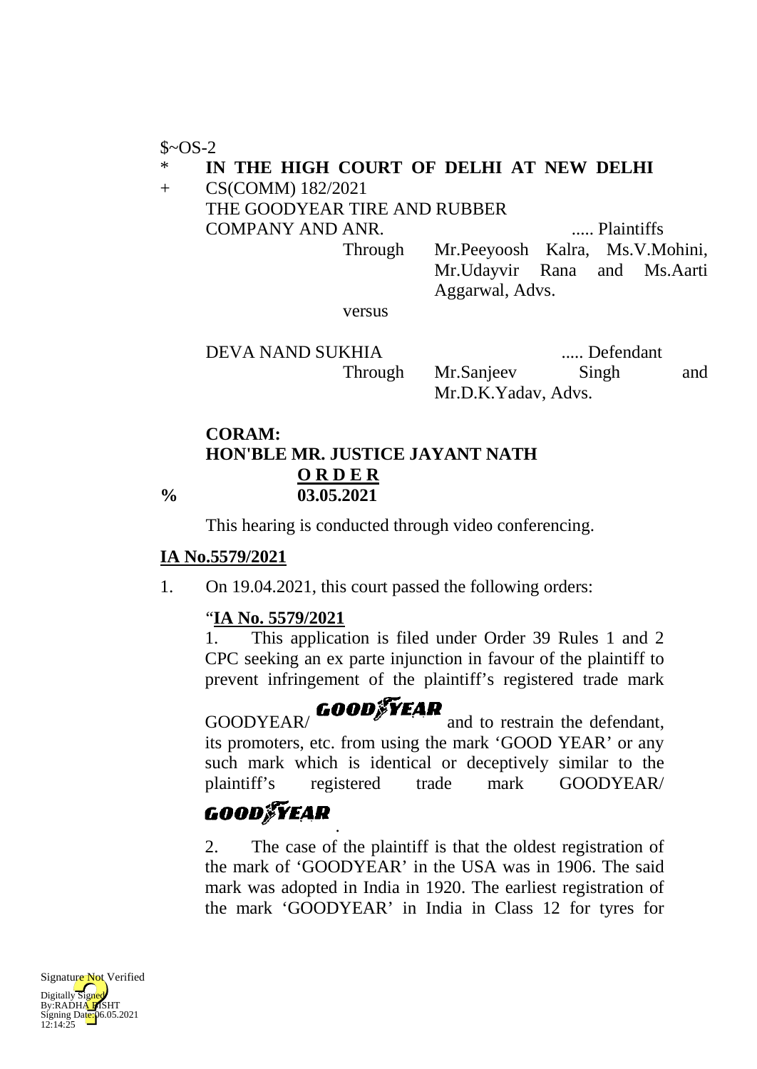$~OS-2

\* **IN THE HIGH COURT OF DELHI AT NEW DELHI**

+ CS(COMM) 182/2021

THE GOODYEAR TIRE AND RUBBER COMPANY AND ANR. ..... Plaintiffs

Through Mr.Peeyoosh Kalra, Ms.V.Mohini, Mr.Udayvir Rana and Ms.Aarti Aggarwal, Advs.

versus

DEVA NAND SUKHIA ..... Defendant

Through Mr.Sanjeev Singh and Mr.D.K.Yadav, Advs.

**CORAM:**
**HON'BLE MR. JUSTICE JAYANT NATH**

**O R D E R**

% **03.05.2021**

This hearing is conducted through video conferencing.

**IA No.5579/2021**

1. On 19.04.2021, this court passed the following orders:

> "**IA No. 5579/2021**
>
> 1. This application is filed under Order 39 Rules 1 and 2 CPC seeking an ex parte injunction in favour of the plaintiff to prevent infringement of the plaintiff's registered trade mark GOODYEAR/ **GOODYEAR** and to restrain the defendant, its promoters, etc. from using the mark 'GOOD YEAR' or any such mark which is identical or deceptively similar to the plaintiff's registered trade mark GOODYEAR/ **GOODYEAR**.
>
> 2. The case of the plaintiff is that the oldest registration of the mark of 'GOODYEAR' in the USA was in 1906. The said mark was adopted in India in 1920. The earliest registration of the mark 'GOODYEAR' in India in Class 12 for tyres for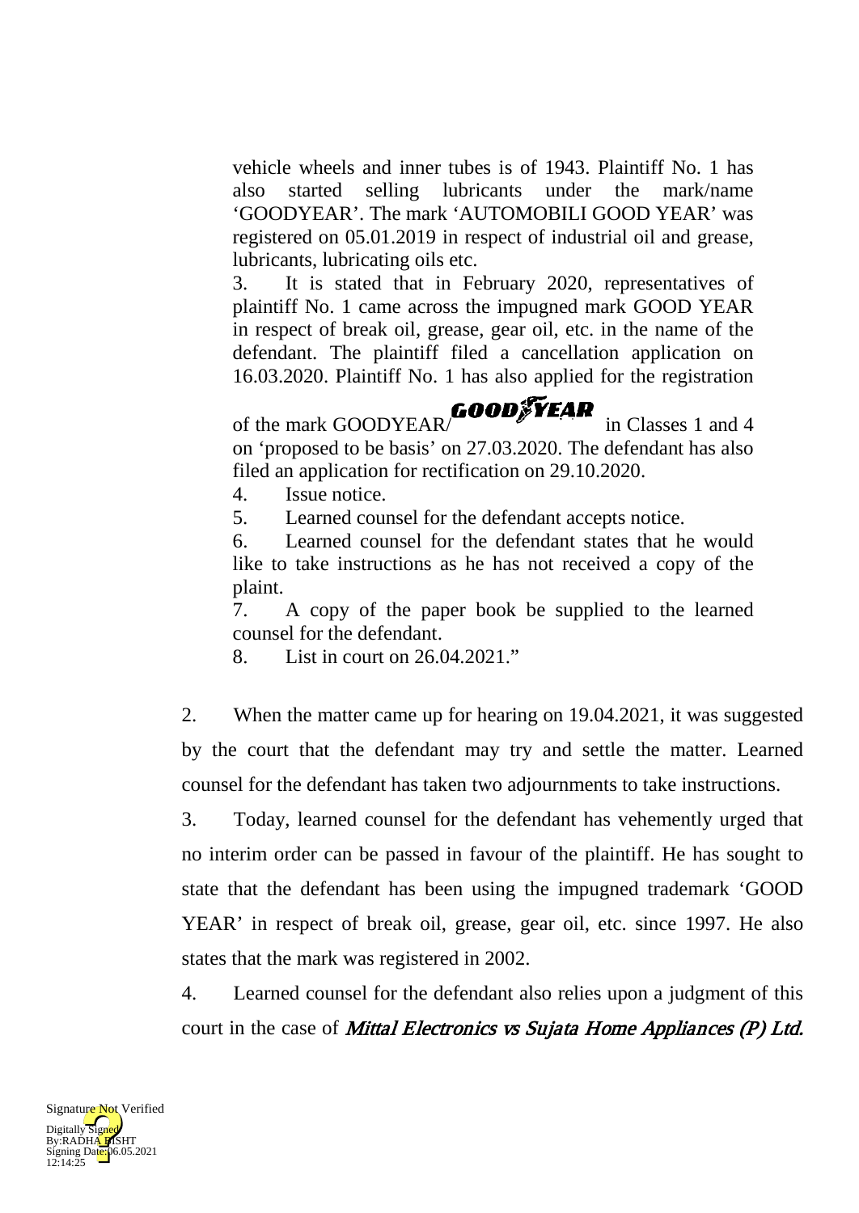vehicle wheels and inner tubes is of 1943. Plaintiff No. 1 has also started selling lubricants under the mark/name 'GOODYEAR'. The mark 'AUTOMOBILI GOOD YEAR' was registered on 05.01.2019 in respect of industrial oil and grease, lubricants, lubricating oils etc.

3. It is stated that in February 2020, representatives of plaintiff No. 1 came across the impugned mark GOOD YEAR in respect of break oil, grease, gear oil, etc. in the name of the defendant. The plaintiff filed a cancellation application on 16.03.2020. Plaintiff No. 1 has also applied for the registration of the mark GOODYEAR/**GOODYEAR** in Classes 1 and 4 on 'proposed to be basis' on 27.03.2020. The defendant has also filed an application for rectification on 29.10.2020.

4. Issue notice.

5. Learned counsel for the defendant accepts notice.

6. Learned counsel for the defendant states that he would like to take instructions as he has not received a copy of the plaint.

7. A copy of the paper book be supplied to the learned counsel for the defendant.

8. List in court on 26.04.2021."

2. When the matter came up for hearing on 19.04.2021, it was suggested by the court that the defendant may try and settle the matter. Learned counsel for the defendant has taken two adjournments to take instructions.

3. Today, learned counsel for the defendant has vehemently urged that no interim order can be passed in favour of the plaintiff. He has sought to state that the defendant has been using the impugned trademark 'GOOD YEAR' in respect of break oil, grease, gear oil, etc. since 1997. He also states that the mark was registered in 2002.

4. Learned counsel for the defendant also relies upon a judgment of this court in the case of *Mittal Electronics vs Sujata Home Appliances (P) Ltd.*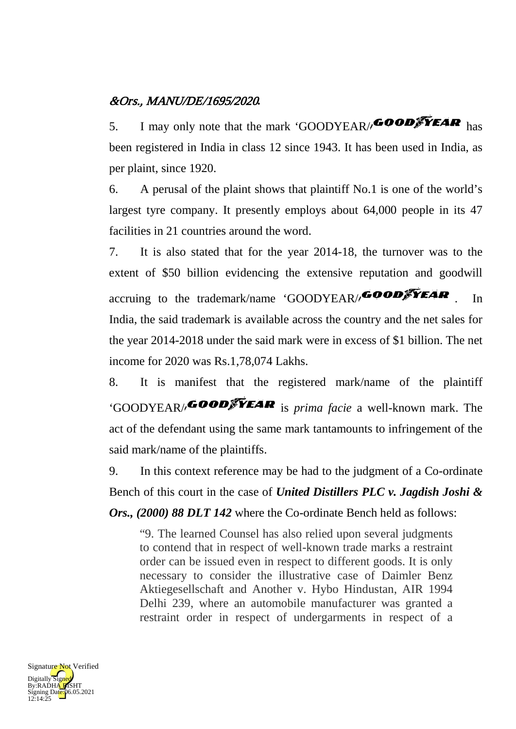*&Ors., MANU/DE/1695/2020.*

5. I may only note that the mark 'GOODYEAR/GOODYEAR' has been registered in India in class 12 since 1943. It has been used in India, as per plaint, since 1920.

6. A perusal of the plaint shows that plaintiff No.1 is one of the world's largest tyre company. It presently employs about 64,000 people in its 47 facilities in 21 countries around the word.

7. It is also stated that for the year 2014-18, the turnover was to the extent of $50 billion evidencing the extensive reputation and goodwill accruing to the trademark/name 'GOODYEAR/GOODYEAR'. In India, the said trademark is available across the country and the net sales for the year 2014-2018 under the said mark were in excess of $1 billion. The net income for 2020 was Rs.1,78,074 Lakhs.

8. It is manifest that the registered mark/name of the plaintiff 'GOODYEAR/GOODYEAR' is *prima facie* a well-known mark. The act of the defendant using the same mark tantamounts to infringement of the said mark/name of the plaintiffs.

9. In this context reference may be had to the judgment of a Co-ordinate Bench of this court in the case of ***United Distillers PLC v. Jagdish Joshi & Ors., (2000) 88 DLT 142*** where the Co-ordinate Bench held as follows:

> "9. The learned Counsel has also relied upon several judgments to contend that in respect of well-known trade marks a restraint order can be issued even in respect to different goods. It is only necessary to consider the illustrative case of Daimler Benz Aktiegesellschaft and Another v. Hybo Hindustan, AIR 1994 Delhi 239, where an automobile manufacturer was granted a restraint order in respect of undergarments in respect of a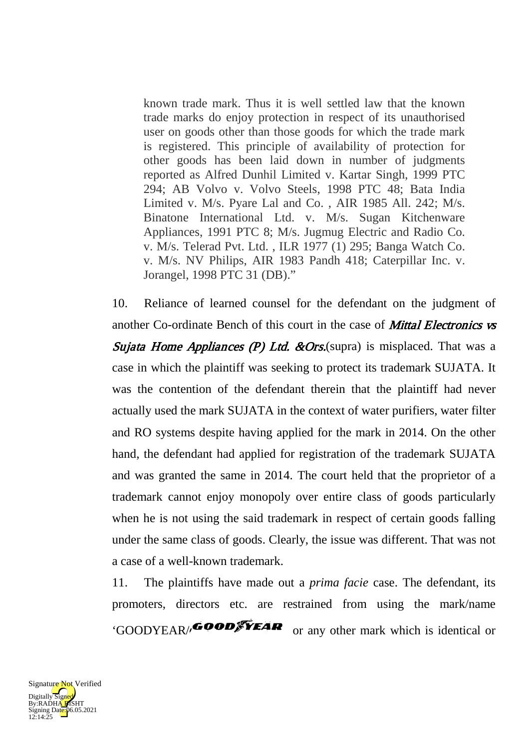> known trade mark. Thus it is well settled law that the known trade marks do enjoy protection in respect of its unauthorised user on goods other than those goods for which the trade mark is registered. This principle of availability of protection for other goods has been laid down in number of judgments reported as Alfred Dunhil Limited v. Kartar Singh, 1999 PTC 294; AB Volvo v. Volvo Steels, 1998 PTC 48; Bata India Limited v. M/s. Pyare Lal and Co. , AIR 1985 All. 242; M/s. Binatone International Ltd. v. M/s. Sugan Kitchenware Appliances, 1991 PTC 8; M/s. Jugmug Electric and Radio Co. v. M/s. Telerad Pvt. Ltd. , ILR 1977 (1) 295; Banga Watch Co. v. M/s. NV Philips, AIR 1983 Pandh 418; Caterpillar Inc. v. Jorangel, 1998 PTC 31 (DB)."

10. Reliance of learned counsel for the defendant on the judgment of another Co-ordinate Bench of this court in the case of ***Mittal Electronics vs Sujata Home Appliances (P) Ltd. &Ors.***(supra) is misplaced. That was a case in which the plaintiff was seeking to protect its trademark SUJATA. It was the contention of the defendant therein that the plaintiff had never actually used the mark SUJATA in the context of water purifiers, water filter and RO systems despite having applied for the mark in 2014. On the other hand, the defendant had applied for registration of the trademark SUJATA and was granted the same in 2014. The court held that the proprietor of a trademark cannot enjoy monopoly over entire class of goods particularly when he is not using the said trademark in respect of certain goods falling under the same class of goods. Clearly, the issue was different. That was not a case of a well-known trademark.

11. The plaintiffs have made out a *prima facie* case. The defendant, its promoters, directors etc. are restrained from using the mark/name 'GOODYEAR/'**GOODYEAR** or any other mark which is identical or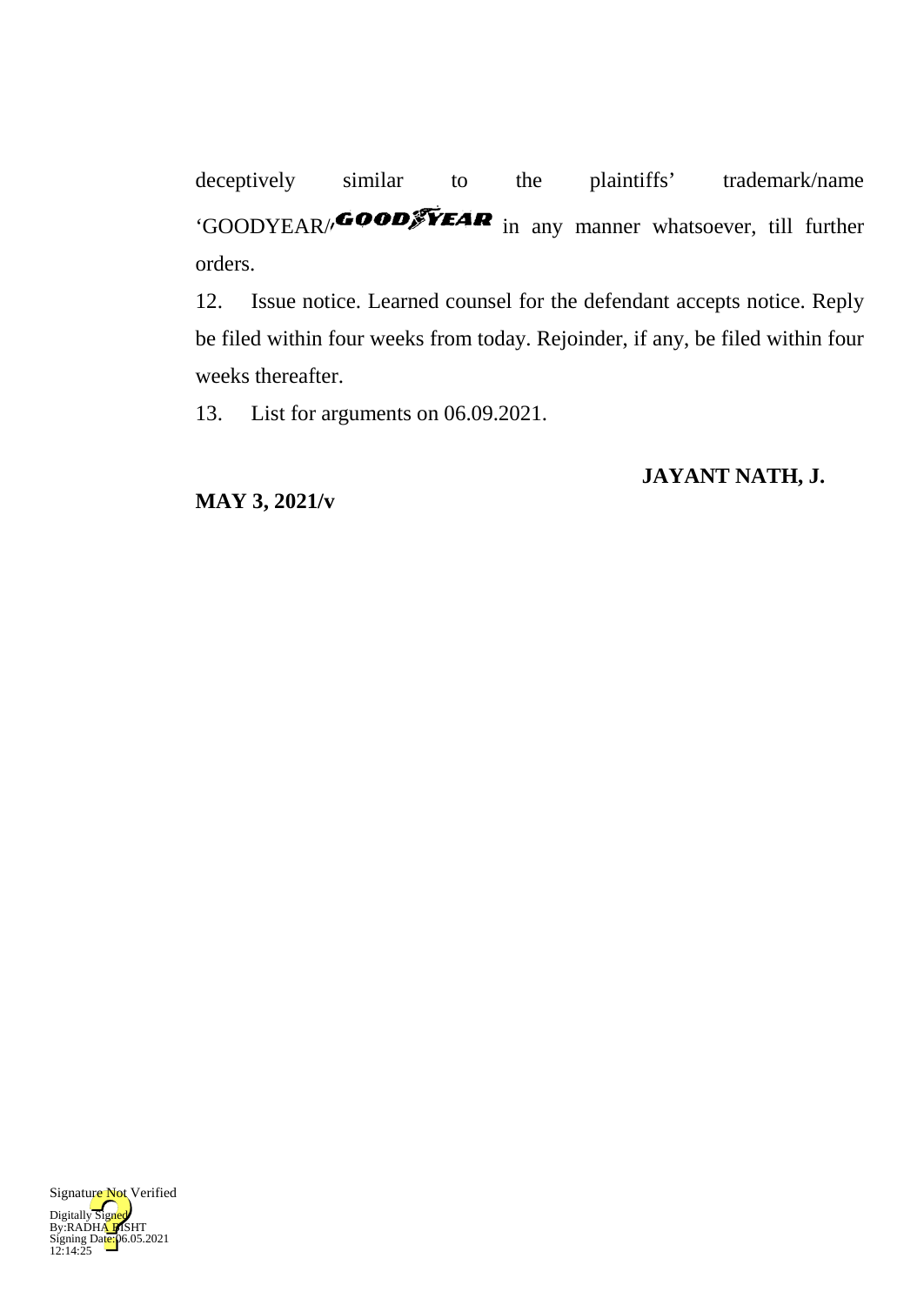deceptively similar to the plaintiffs' trademark/name 'GOODYEAR/' GOODYEAR in any manner whatsoever, till further orders.

12. Issue notice. Learned counsel for the defendant accepts notice. Reply be filed within four weeks from today. Rejoinder, if any, be filed within four weeks thereafter.

13. List for arguments on 06.09.2021.

**JAYANT NATH, J.**

**MAY 3, 2021/v**

Signature Not Verified
Digitally Signed By:RADHA BISHT
Signing Date:06.05.2021 12:14:25